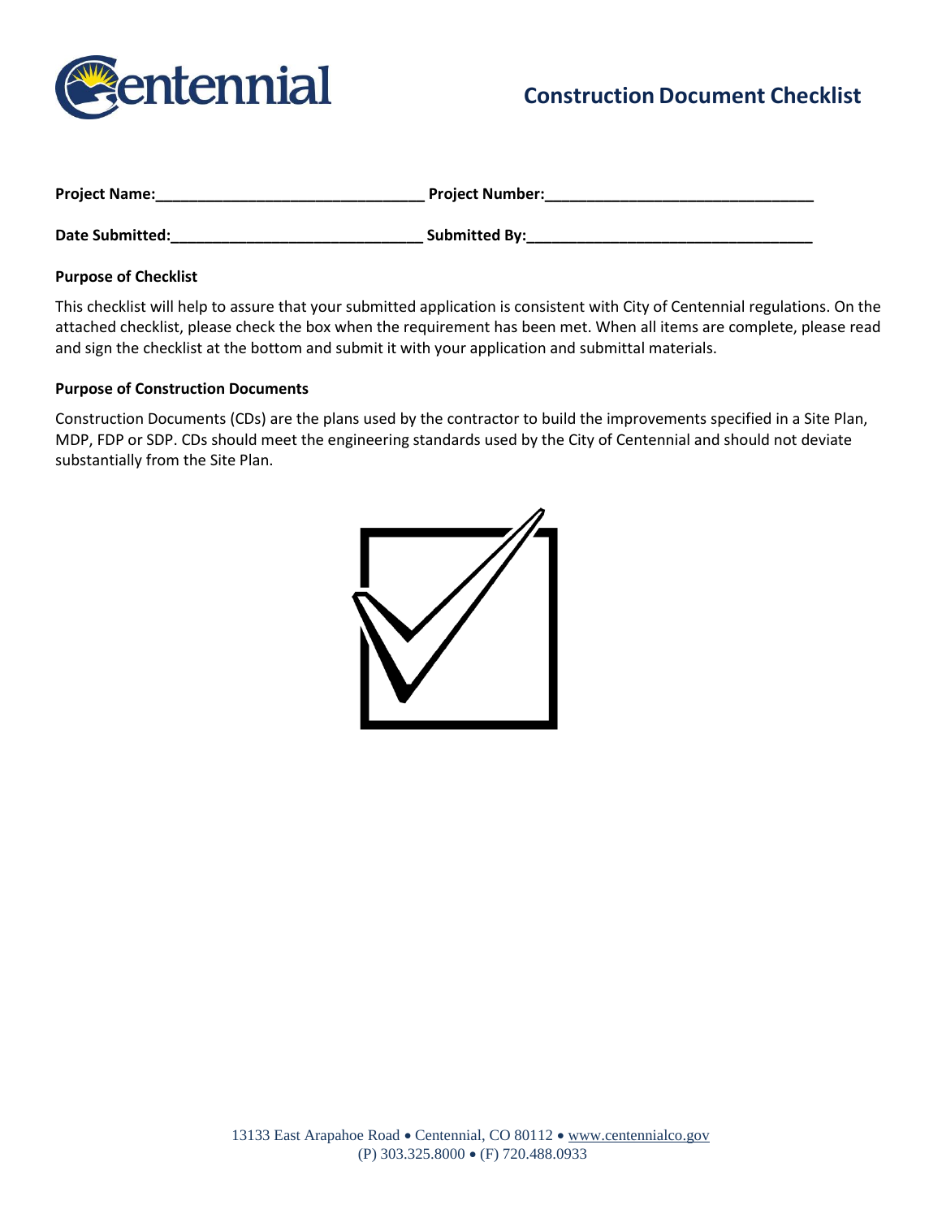# Construction Document Checklist

**Project Name:**\_\_\_\_\_\_\_\_\_\_\_\_\_\_\_\_\_\_\_\_\_\_\_\_\_\_\_\_\_\_ **Project Number:**\_\_\_\_\_\_\_\_\_\_\_\_\_\_\_\_\_\_\_\_\_\_\_\_\_\_\_\_\_\_

**Date Submitted:**\_\_\_\_\_\_\_\_\_\_\_\_\_\_\_\_\_\_\_\_\_\_\_\_\_\_\_\_\_\_ **Submitted By:**\_\_\_\_\_\_\_\_\_\_\_\_\_\_\_\_\_\_\_\_\_\_\_\_\_\_\_\_\_\_

**Purpose of Checklist**

This checklist will help to assure that your submitted application is consistent with City of Centennial regulations. On the attached checklist, please check the box when the requirement has been met. When all items are complete, please read and sign the checklist at the bottom and submit it with your application and submittal materials.

**Purpose of Construction Documents**

Construction Documents (CDs) are the plans used by the contractor to build the improvements specified in a Site Plan, MDP, FDP or SDP. CDs should meet the engineering standards used by the City of Centennial and should not deviate substantially from the Site Plan.

13133 East Arapahoe Road • Centennial, CO 80112 • www.centennialco.gov
(P) 303.325.8000 • (F) 720.488.0933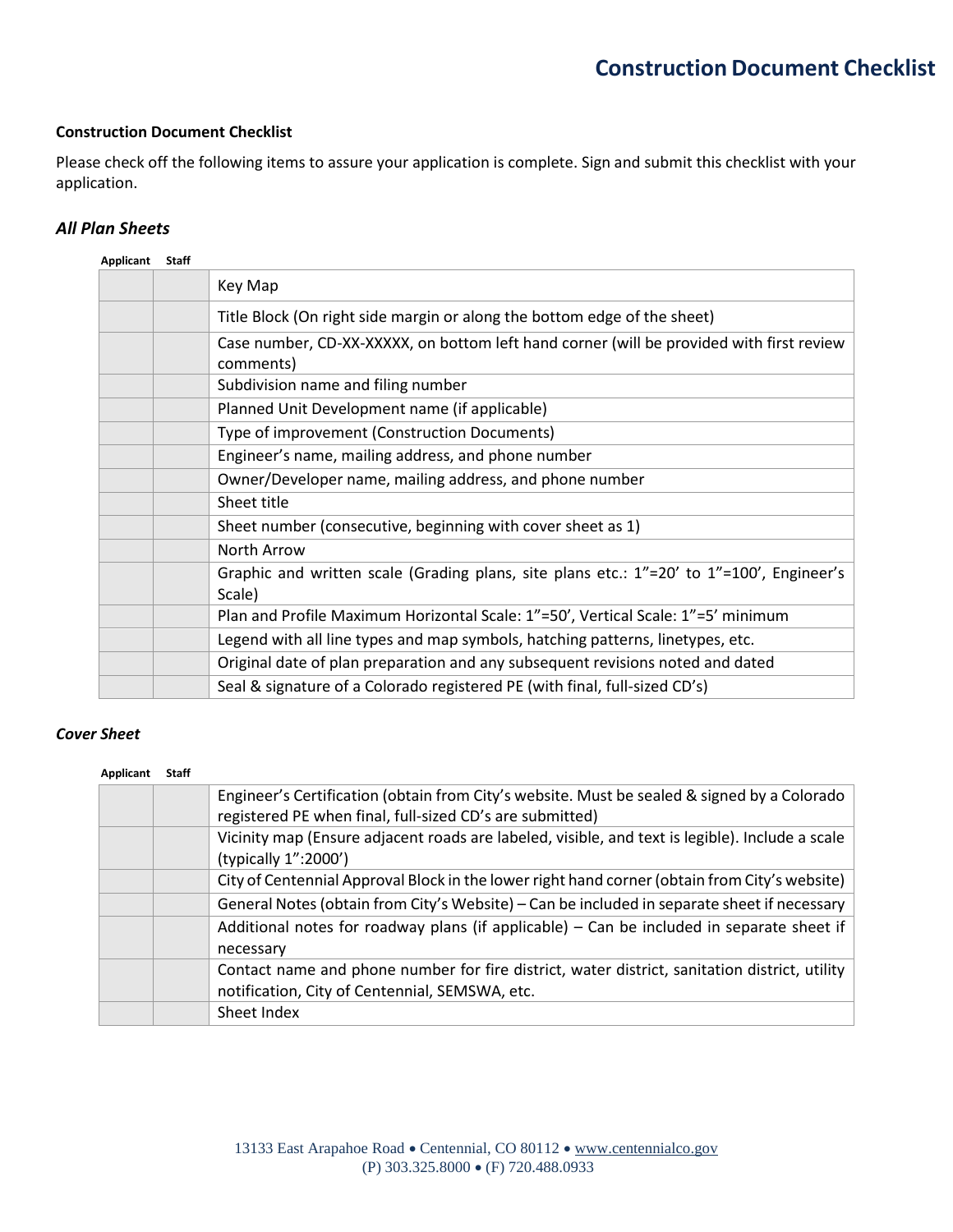# Construction Document Checklist

**Construction Document Checklist**

Please check off the following items to assure your application is complete. Sign and submit this checklist with your application.

### *All Plan Sheets*

| Applicant | Staff | |
|---|---|---|
| | | Key Map |
| | | Title Block (On right side margin or along the bottom edge of the sheet) |
| | | Case number, CD-XX-XXXXX, on bottom left hand corner (will be provided with first review comments) |
| | | Subdivision name and filing number |
| | | Planned Unit Development name (if applicable) |
| | | Type of improvement (Construction Documents) |
| | | Engineer's name, mailing address, and phone number |
| | | Owner/Developer name, mailing address, and phone number |
| | | Sheet title |
| | | Sheet number (consecutive, beginning with cover sheet as 1) |
| | | North Arrow |
| | | Graphic and written scale (Grading plans, site plans etc.: 1"=20' to 1"=100', Engineer's Scale) |
| | | Plan and Profile Maximum Horizontal Scale: 1"=50', Vertical Scale: 1"=5' minimum |
| | | Legend with all line types and map symbols, hatching patterns, linetypes, etc. |
| | | Original date of plan preparation and any subsequent revisions noted and dated |
| | | Seal & signature of a Colorado registered PE (with final, full-sized CD's) |

### *Cover Sheet*

| Applicant | Staff | |
|---|---|---|
| | | Engineer's Certification (obtain from City's website. Must be sealed & signed by a Colorado registered PE when final, full-sized CD's are submitted) |
| | | Vicinity map (Ensure adjacent roads are labeled, visible, and text is legible). Include a scale (typically 1":2000') |
| | | City of Centennial Approval Block in the lower right hand corner (obtain from City's website) |
| | | General Notes (obtain from City's Website) – Can be included in separate sheet if necessary |
| | | Additional notes for roadway plans (if applicable) – Can be included in separate sheet if necessary |
| | | Contact name and phone number for fire district, water district, sanitation district, utility notification, City of Centennial, SEMSWA, etc. |
| | | Sheet Index |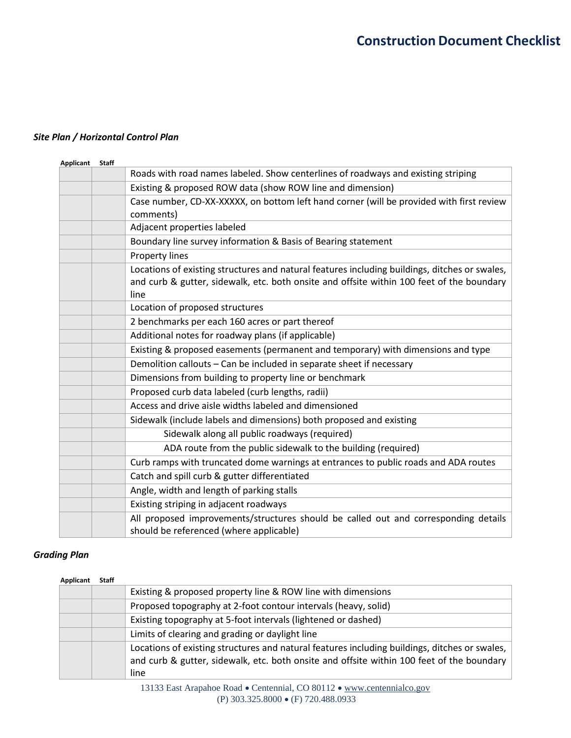# Construction Document Checklist

***Site Plan / Horizontal Control Plan***

| Applicant | Staff | |
|---|---|---|
| | | Roads with road names labeled. Show centerlines of roadways and existing striping |
| | | Existing & proposed ROW data (show ROW line and dimension) |
| | | Case number, CD-XX-XXXXX, on bottom left hand corner (will be provided with first review comments) |
| | | Adjacent properties labeled |
| | | Boundary line survey information & Basis of Bearing statement |
| | | Property lines |
| | | Locations of existing structures and natural features including buildings, ditches or swales, and curb & gutter, sidewalk, etc. both onsite and offsite within 100 feet of the boundary line |
| | | Location of proposed structures |
| | | 2 benchmarks per each 160 acres or part thereof |
| | | Additional notes for roadway plans (if applicable) |
| | | Existing & proposed easements (permanent and temporary) with dimensions and type |
| | | Demolition callouts – Can be included in separate sheet if necessary |
| | | Dimensions from building to property line or benchmark |
| | | Proposed curb data labeled (curb lengths, radii) |
| | | Access and drive aisle widths labeled and dimensioned |
| | | Sidewalk (include labels and dimensions) both proposed and existing |
| | | Sidewalk along all public roadways (required) |
| | | ADA route from the public sidewalk to the building (required) |
| | | Curb ramps with truncated dome warnings at entrances to public roads and ADA routes |
| | | Catch and spill curb & gutter differentiated |
| | | Angle, width and length of parking stalls |
| | | Existing striping in adjacent roadways |
| | | All proposed improvements/structures should be called out and corresponding details should be referenced (where applicable) |

***Grading Plan***

| Applicant | Staff | |
|---|---|---|
| | | Existing & proposed property line & ROW line with dimensions |
| | | Proposed topography at 2-foot contour intervals (heavy, solid) |
| | | Existing topography at 5-foot intervals (lightened or dashed) |
| | | Limits of clearing and grading or daylight line |
| | | Locations of existing structures and natural features including buildings, ditches or swales, and curb & gutter, sidewalk, etc. both onsite and offsite within 100 feet of the boundary line |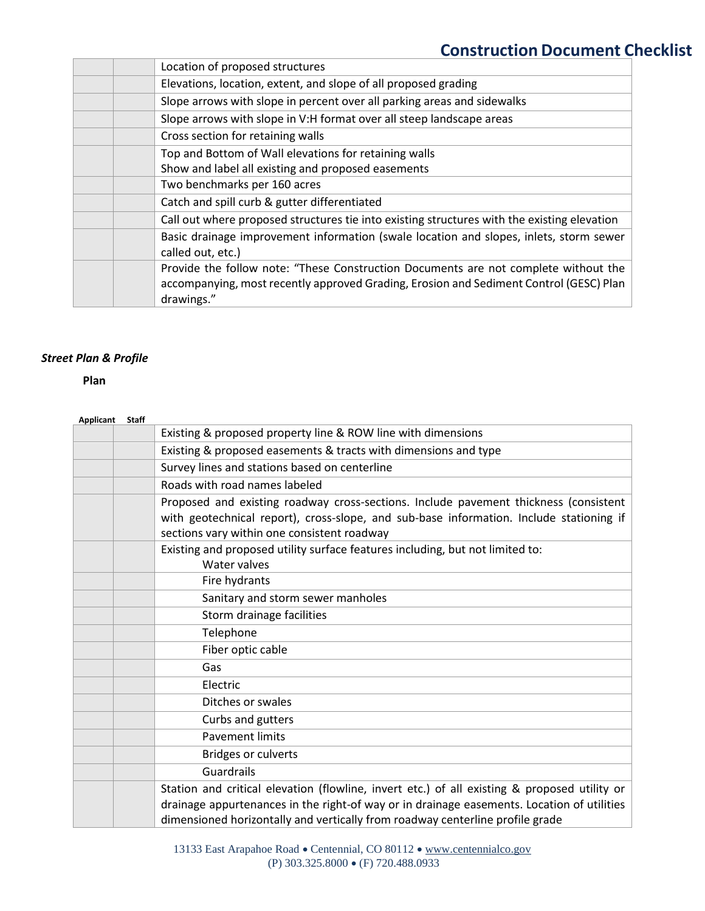| Applicant | Staff | |
|---|---|---|
| | | Location of proposed structures |
| | | Elevations, location, extent, and slope of all proposed grading |
| | | Slope arrows with slope in percent over all parking areas and sidewalks |
| | | Slope arrows with slope in V:H format over all steep landscape areas |
| | | Cross section for retaining walls |
| | | Top and Bottom of Wall elevations for retaining walls<br>Show and label all existing and proposed easements |
| | | Two benchmarks per 160 acres |
| | | Catch and spill curb & gutter differentiated |
| | | Call out where proposed structures tie into existing structures with the existing elevation |
| | | Basic drainage improvement information (swale location and slopes, inlets, storm sewer called out, etc.) |
| | | Provide the follow note: "These Construction Documents are not complete without the accompanying, most recently approved Grading, Erosion and Sediment Control (GESC) Plan drawings." |

***Street Plan & Profile***

**Plan**

| Applicant | Staff | |
|---|---|---|
| | | Existing & proposed property line & ROW line with dimensions |
| | | Existing & proposed easements & tracts with dimensions and type |
| | | Survey lines and stations based on centerline |
| | | Roads with road names labeled |
| | | Proposed and existing roadway cross-sections. Include pavement thickness (consistent with geotechnical report), cross-slope, and sub-base information. Include stationing if sections vary within one consistent roadway |
| | | Existing and proposed utility surface features including, but not limited to:<br>Water valves |
| | | Fire hydrants |
| | | Sanitary and storm sewer manholes |
| | | Storm drainage facilities |
| | | Telephone |
| | | Fiber optic cable |
| | | Gas |
| | | Electric |
| | | Ditches or swales |
| | | Curbs and gutters |
| | | Pavement limits |
| | | Bridges or culverts |
| | | Guardrails |
| | | Station and critical elevation (flowline, invert etc.) of all existing & proposed utility or drainage appurtenances in the right-of way or in drainage easements. Location of utilities dimensioned horizontally and vertically from roadway centerline profile grade |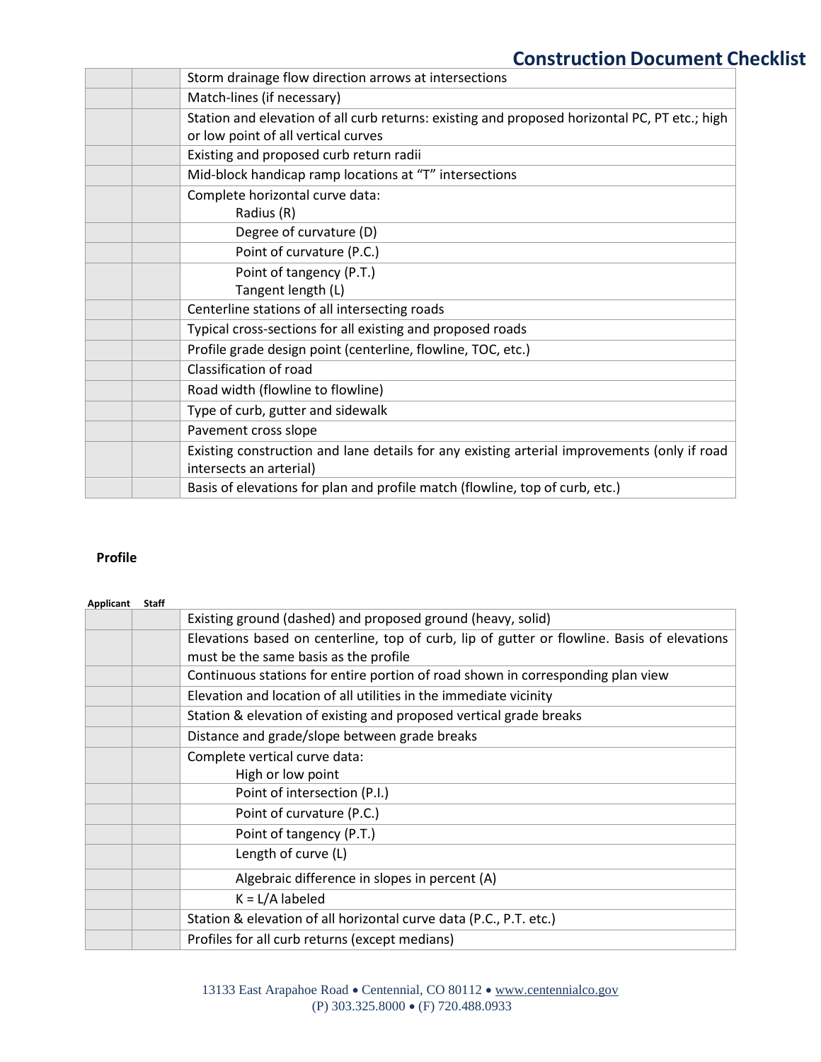| | | |
|---|---|---|
| | | Storm drainage flow direction arrows at intersections |
| | | Match-lines (if necessary) |
| | | Station and elevation of all curb returns: existing and proposed horizontal PC, PT etc.; high or low point of all vertical curves |
| | | Existing and proposed curb return radii |
| | | Mid-block handicap ramp locations at "T" intersections |
| | | Complete horizontal curve data:<br>Radius (R) |
| | | Degree of curvature (D) |
| | | Point of curvature (P.C.) |
| | | Point of tangency (P.T.)<br>Tangent length (L) |
| | | Centerline stations of all intersecting roads |
| | | Typical cross-sections for all existing and proposed roads |
| | | Profile grade design point (centerline, flowline, TOC, etc.) |
| | | Classification of road |
| | | Road width (flowline to flowline) |
| | | Type of curb, gutter and sidewalk |
| | | Pavement cross slope |
| | | Existing construction and lane details for any existing arterial improvements (only if road intersects an arterial) |
| | | Basis of elevations for plan and profile match (flowline, top of curb, etc.) |

**Profile**

| Applicant | Staff | |
|---|---|---|
| | | Existing ground (dashed) and proposed ground (heavy, solid) |
| | | Elevations based on centerline, top of curb, lip of gutter or flowline. Basis of elevations must be the same basis as the profile |
| | | Continuous stations for entire portion of road shown in corresponding plan view |
| | | Elevation and location of all utilities in the immediate vicinity |
| | | Station & elevation of existing and proposed vertical grade breaks |
| | | Distance and grade/slope between grade breaks |
| | | Complete vertical curve data:<br>High or low point |
| | | Point of intersection (P.I.) |
| | | Point of curvature (P.C.) |
| | | Point of tangency (P.T.) |
| | | Length of curve (L) |
| | | Algebraic difference in slopes in percent (A) |
| | | K = L/A labeled |
| | | Station & elevation of all horizontal curve data (P.C., P.T. etc.) |
| | | Profiles for all curb returns (except medians) |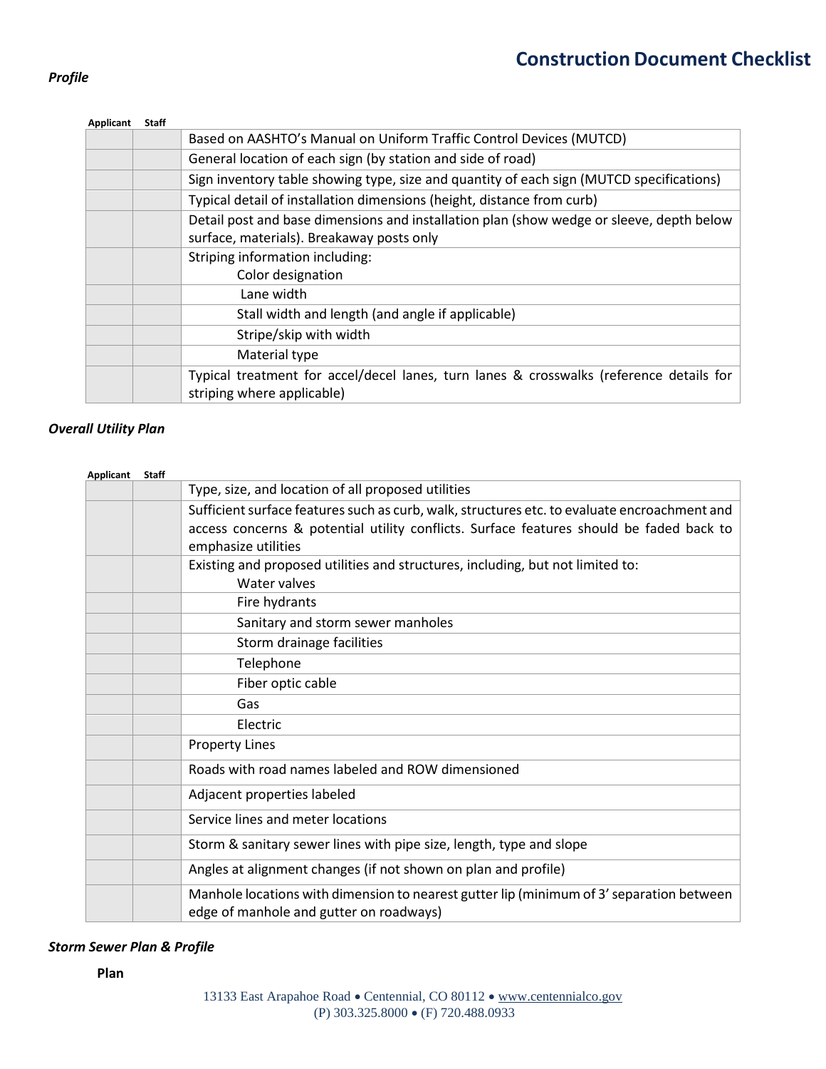## Construction Document Checklist

***Profile***

| Applicant | Staff | |
|---|---|---|
| | | Based on AASHTO's Manual on Uniform Traffic Control Devices (MUTCD) |
| | | General location of each sign (by station and side of road) |
| | | Sign inventory table showing type, size and quantity of each sign (MUTCD specifications) |
| | | Typical detail of installation dimensions (height, distance from curb) |
| | | Detail post and base dimensions and installation plan (show wedge or sleeve, depth below surface, materials). Breakaway posts only |
| | | Striping information including: Color designation |
| | | Lane width |
| | | Stall width and length (and angle if applicable) |
| | | Stripe/skip with width |
| | | Material type |
| | | Typical treatment for accel/decel lanes, turn lanes & crosswalks (reference details for striping where applicable) |

***Overall Utility Plan***

| Applicant | Staff | |
|---|---|---|
| | | Type, size, and location of all proposed utilities |
| | | Sufficient surface features such as curb, walk, structures etc. to evaluate encroachment and access concerns & potential utility conflicts. Surface features should be faded back to emphasize utilities |
| | | Existing and proposed utilities and structures, including, but not limited to: Water valves |
| | | Fire hydrants |
| | | Sanitary and storm sewer manholes |
| | | Storm drainage facilities |
| | | Telephone |
| | | Fiber optic cable |
| | | Gas |
| | | Electric |
| | | Property Lines |
| | | Roads with road names labeled and ROW dimensioned |
| | | Adjacent properties labeled |
| | | Service lines and meter locations |
| | | Storm & sanitary sewer lines with pipe size, length, type and slope |
| | | Angles at alignment changes (if not shown on plan and profile) |
| | | Manhole locations with dimension to nearest gutter lip (minimum of 3' separation between edge of manhole and gutter on roadways) |

***Storm Sewer Plan & Profile***

**Plan**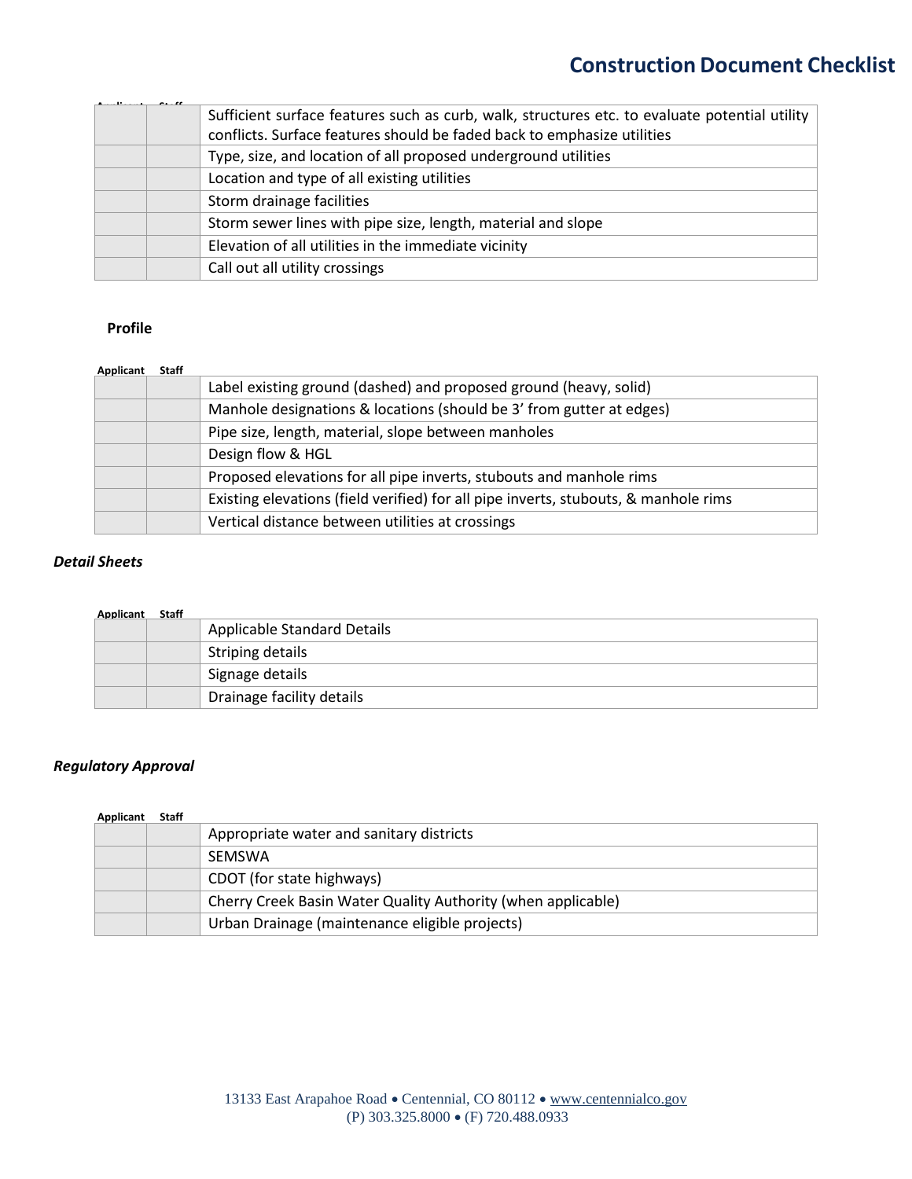| Applicant | Staff | |
|---|---|---|
| | | Sufficient surface features such as curb, walk, structures etc. to evaluate potential utility conflicts. Surface features should be faded back to emphasize utilities |
| | | Type, size, and location of all proposed underground utilities |
| | | Location and type of all existing utilities |
| | | Storm drainage facilities |
| | | Storm sewer lines with pipe size, length, material and slope |
| | | Elevation of all utilities in the immediate vicinity |
| | | Call out all utility crossings |

**Profile**

| Applicant | Staff | |
|---|---|---|
| | | Label existing ground (dashed) and proposed ground (heavy, solid) |
| | | Manhole designations & locations (should be 3' from gutter at edges) |
| | | Pipe size, length, material, slope between manholes |
| | | Design flow & HGL |
| | | Proposed elevations for all pipe inverts, stubouts and manhole rims |
| | | Existing elevations (field verified) for all pipe inverts, stubouts, & manhole rims |
| | | Vertical distance between utilities at crossings |

***Detail Sheets***

| Applicant | Staff | |
|---|---|---|
| | | Applicable Standard Details |
| | | Striping details |
| | | Signage details |
| | | Drainage facility details |

***Regulatory Approval***

| Applicant | Staff | |
|---|---|---|
| | | Appropriate water and sanitary districts |
| | | SEMSWA |
| | | CDOT (for state highways) |
| | | Cherry Creek Basin Water Quality Authority (when applicable) |
| | | Urban Drainage (maintenance eligible projects) |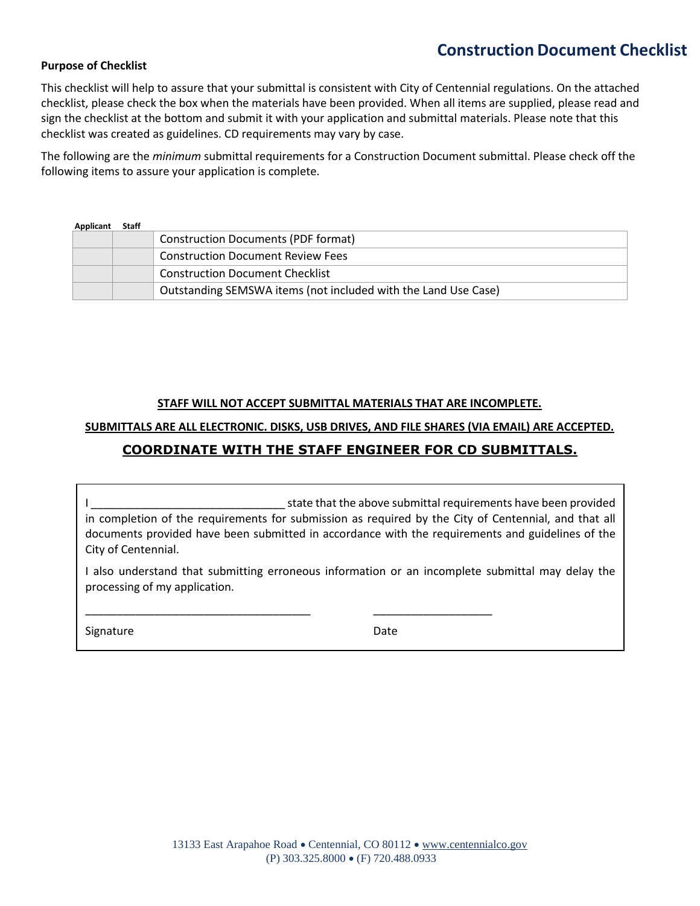# Construction Document Checklist

**Purpose of Checklist**

This checklist will help to assure that your submittal is consistent with City of Centennial regulations. On the attached checklist, please check the box when the materials have been provided. When all items are supplied, please read and sign the checklist at the bottom and submit it with your application and submittal materials. Please note that this checklist was created as guidelines. CD requirements may vary by case.

The following are the *minimum* submittal requirements for a Construction Document submittal. Please check off the following items to assure your application is complete.

| Applicant | Staff | |
|---|---|---|
| | | Construction Documents (PDF format) |
| | | Construction Document Review Fees |
| | | Construction Document Checklist |
| | | Outstanding SEMSWA items (not included with the Land Use Case) |

**STAFF WILL NOT ACCEPT SUBMITTAL MATERIALS THAT ARE INCOMPLETE.**

**SUBMITTALS ARE ALL ELECTRONIC. DISKS, USB DRIVES, AND FILE SHARES (VIA EMAIL) ARE ACCEPTED.**

**COORDINATE WITH THE STAFF ENGINEER FOR CD SUBMITTALS.**

I _______________________________ state that the above submittal requirements have been provided in completion of the requirements for submission as required by the City of Centennial, and that all documents provided have been submitted in accordance with the requirements and guidelines of the City of Centennial.

I also understand that submitting erroneous information or an incomplete submittal may delay the processing of my application.

____________________________________ ___________________

Signature Date

13133 East Arapahoe Road • Centennial, CO 80112 • www.centennialco.gov
(P) 303.325.8000 • (F) 720.488.0933